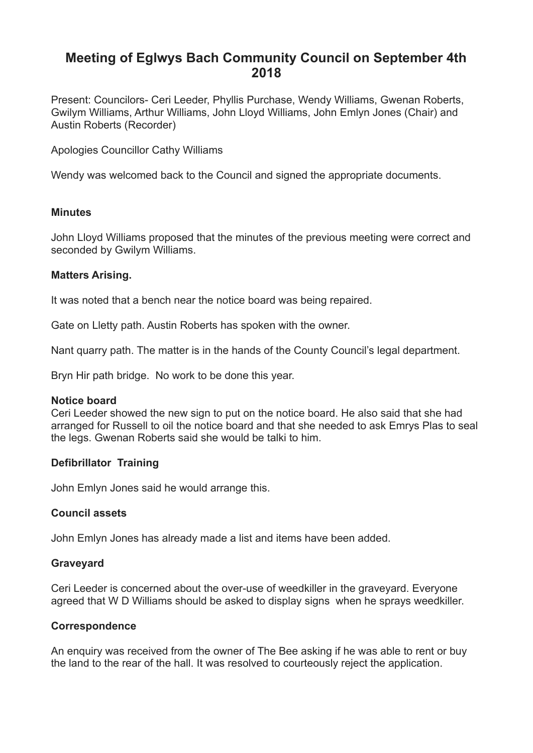# Meeting of Eglwys Bach Community Council on September 4th 2018

Present: Councilors- Ceri Leeder, Phyllis Purchase, Wendy Williams, Gwenan Roberts, Gwilym Williams, Arthur Williams, John Lloyd Williams, John Emlyn Jones (Chair) and Austin Roberts (Recorder)

Apologies Councillor Cathy Williams

Wendy was welcomed back to the Council and signed the appropriate documents.

### Minutes

John Lloyd Williams proposed that the minutes of the previous meeting were correct and seconded by Gwilym Williams.

### Matters Arising.

It was noted that a bench near the notice board was being repaired.

Gate on Lletty path. Austin Roberts has spoken with the owner.

Nant quarry path. The matter is in the hands of the County Council's legal department.

Bryn Hir path bridge. No work to be done this year.

### Notice board

Ceri Leeder showed the new sign to put on the notice board. He also said that she had arranged for Russell to oil the notice board and that she needed to ask Emrys Plas to seal the legs. Gwenan Roberts said she would be talki to him.

### Defibrillator Training

John Emlyn Jones said he would arrange this.

### Council assets

John Emlyn Jones has already made a list and items have been added.

### Graveyard

Ceri Leeder is concerned about the over-use of weedkiller in the graveyard. Everyone agreed that W D Williams should be asked to display signs when he sprays weedkiller.

### Correspondence

An enquiry was received from the owner of The Bee asking if he was able to rent or buy the land to the rear of the hall. It was resolved to courteously reject the application.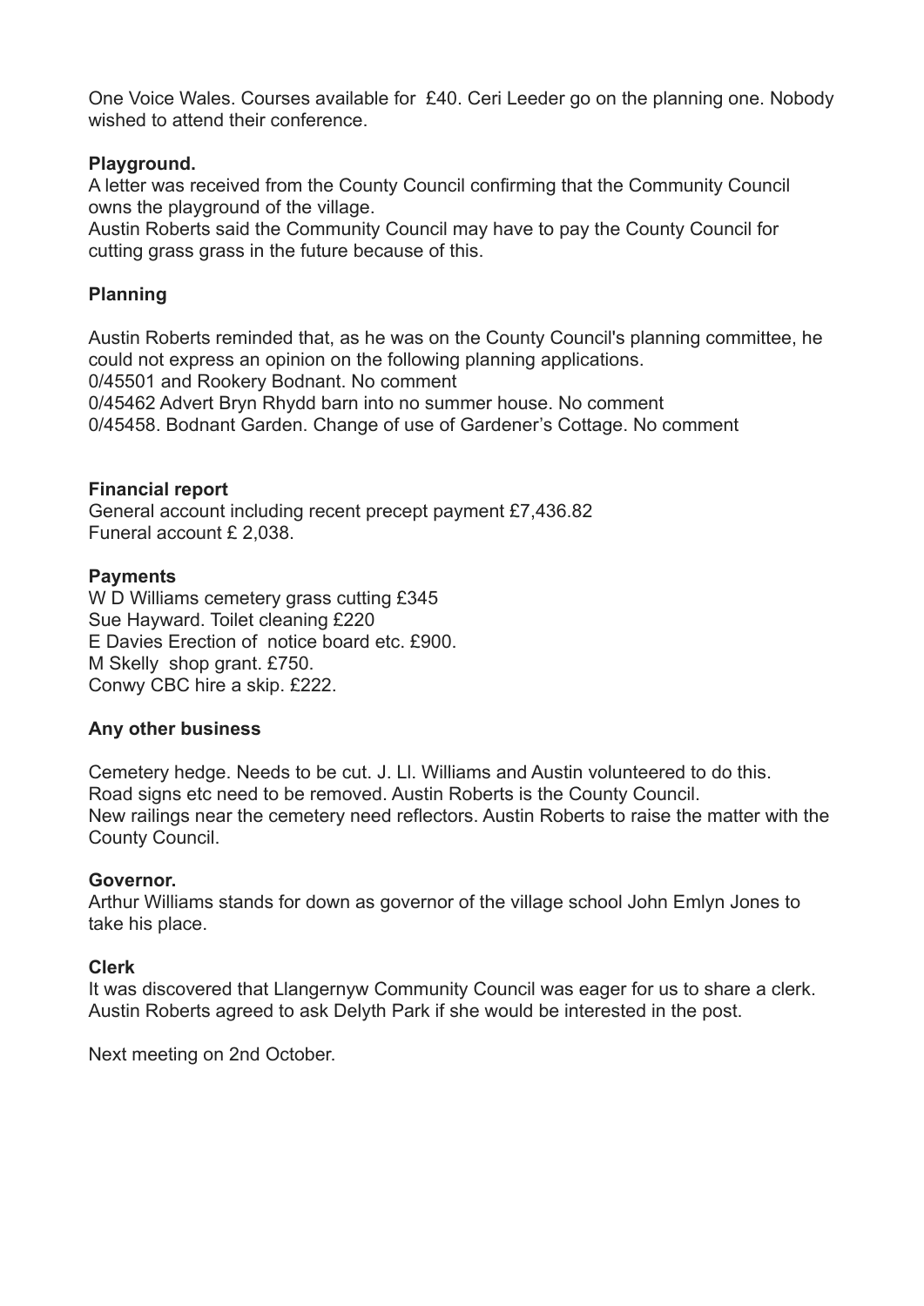One Voice Wales. Courses available for £40. Ceri Leeder go on the planning one. Nobody wished to attend their conference.

**Playground.**

A letter was received from the County Council confirming that the Community Council owns the playground of the village.

Austin Roberts said the Community Council may have to pay the County Council for cutting grass grass in the future because of this.

**Planning**

Austin Roberts reminded that, as he was on the County Council's planning committee, he could not express an opinion on the following planning applications.

0/45501 and Rookery Bodnant. No comment

0/45462 Advert Bryn Rhydd barn into no summer house. No comment

0/45458. Bodnant Garden. Change of use of Gardener's Cottage. No comment

**Financial report**

General account including recent precept payment £7,436.82

Funeral account £ 2,038.

**Payments**

W D Williams cemetery grass cutting £345

Sue Hayward. Toilet cleaning £220

E Davies Erection of notice board etc. £900.

M Skelly shop grant. £750.

Conwy CBC hire a skip. £222.

**Any other business**

Cemetery hedge. Needs to be cut. J. Ll. Williams and Austin volunteered to do this.

Road signs etc need to be removed. Austin Roberts is the County Council.

New railings near the cemetery need reflectors. Austin Roberts to raise the matter with the County Council.

**Governor.**

Arthur Williams stands for down as governor of the village school John Emlyn Jones to take his place.

**Clerk**

It was discovered that Llangernyw Community Council was eager for us to share a clerk. Austin Roberts agreed to ask Delyth Park if she would be interested in the post.

Next meeting on 2nd October.